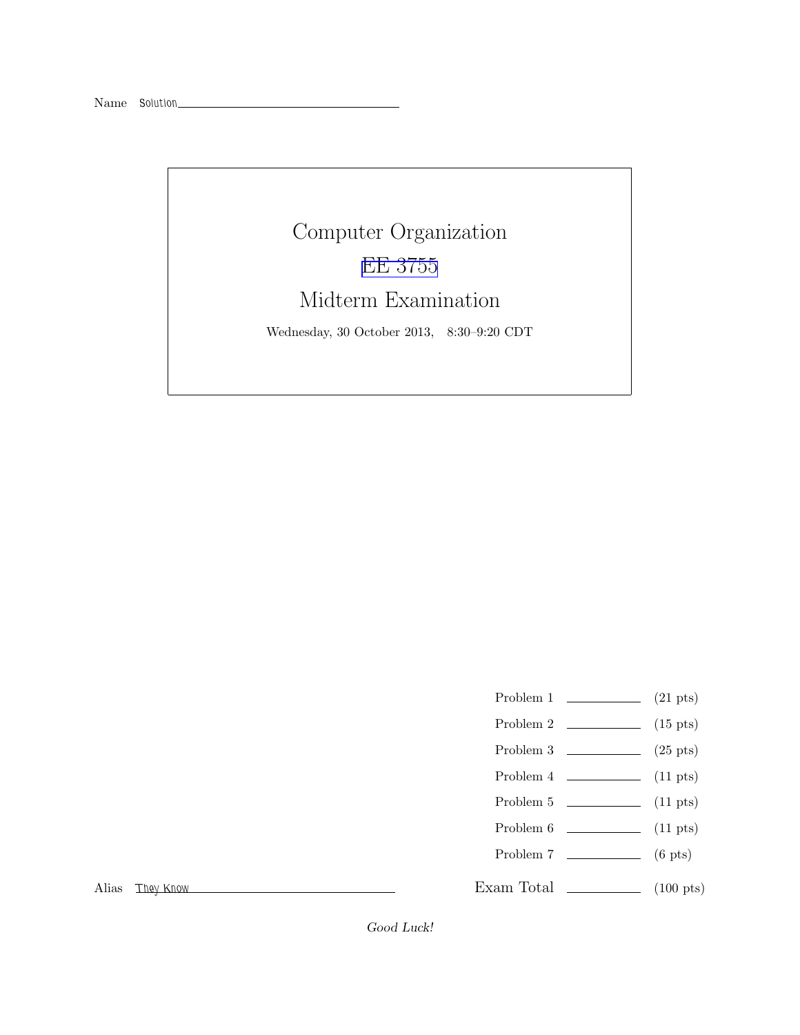Name Solution

# Computer Organization

## EE 3755

## Midterm Examination

Wednesday, 30 October 2013, 8:30–9:20 CDT

| | | |
|---|---|---|
| Problem 1 | ______ | (21 pts) |
| Problem 2 | ______ | (15 pts) |
| Problem 3 | ______ | (25 pts) |
| Problem 4 | ______ | (11 pts) |
| Problem 5 | ______ | (11 pts) |
| Problem 6 | ______ | (11 pts) |
| Problem 7 | ______ | (6 pts) |
| Exam Total | ______ | (100 pts) |

Alias They Know

*Good Luck!*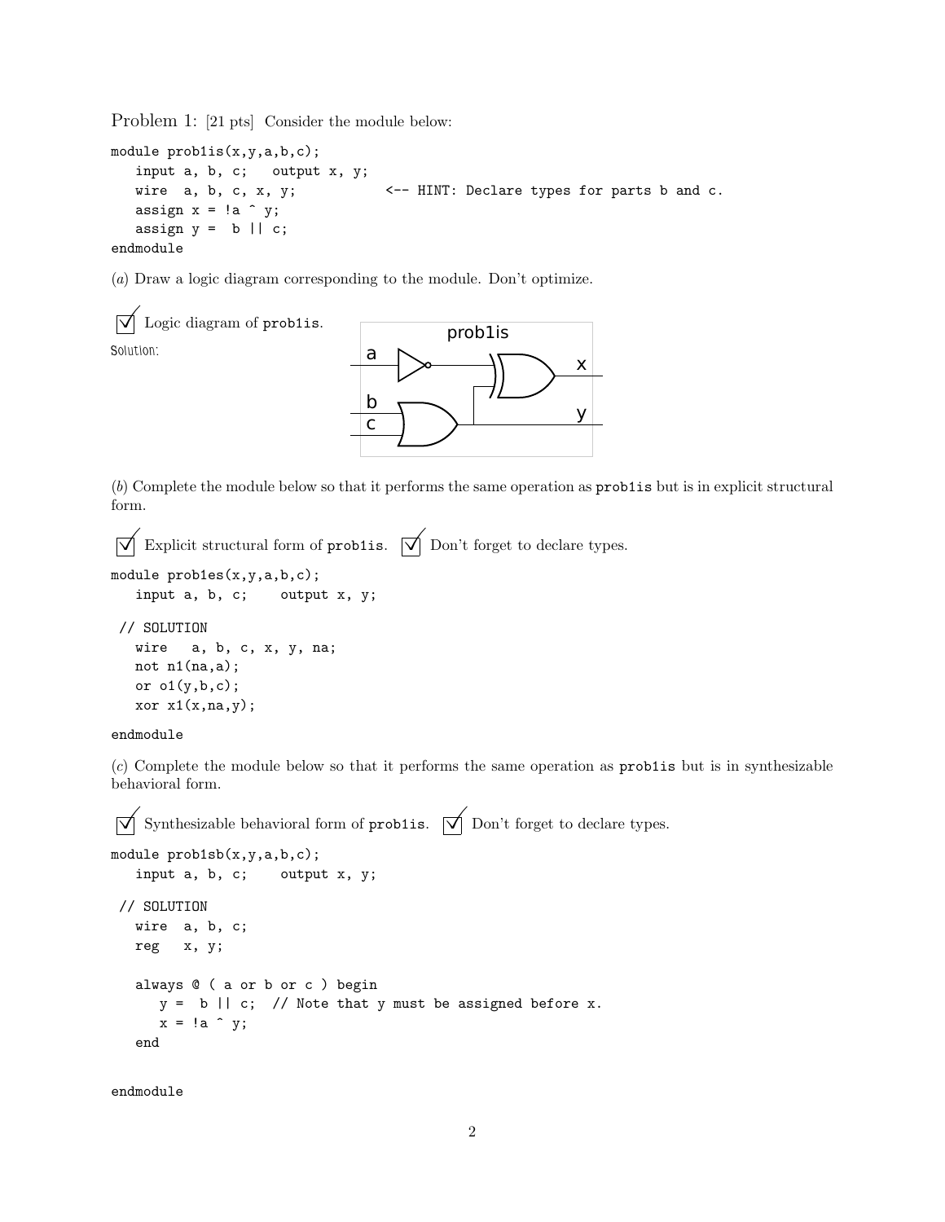Problem 1: [21 pts] Consider the module below:

```
module prob1is(x,y,a,b,c);
   input a, b, c;   output x, y;
   wire  a, b, c, x, y;            <-- HINT: Declare types for parts b and c.
   assign x = !a ^ y;
   assign y =  b || c;
endmodule
```

(*a*) Draw a logic diagram corresponding to the module. Don't optimize.

☑ Logic diagram of `prob1is`.

Solution:

prob1is

a b c x y

(*b*) Complete the module below so that it performs the same operation as `prob1is` but is in explicit structural form.

☑ Explicit structural form of `prob1is`. ☑ Don't forget to declare types.

```
module prob1es(x,y,a,b,c);
   input a, b, c;    output x, y;

 // SOLUTION
   wire   a, b, c, x, y, na;
   not n1(na,a);
   or o1(y,b,c);
   xor x1(x,na,y);

endmodule
```

(*c*) Complete the module below so that it performs the same operation as `prob1is` but is in synthesizable behavioral form.

☑ Synthesizable behavioral form of `prob1is`. ☑ Don't forget to declare types.

```
module prob1sb(x,y,a,b,c);
   input a, b, c;    output x, y;

 // SOLUTION
   wire  a, b, c;
   reg   x, y;

   always @ ( a or b or c ) begin
      y =  b || c;  // Note that y must be assigned before x.
      x = !a ^ y;
   end


endmodule
```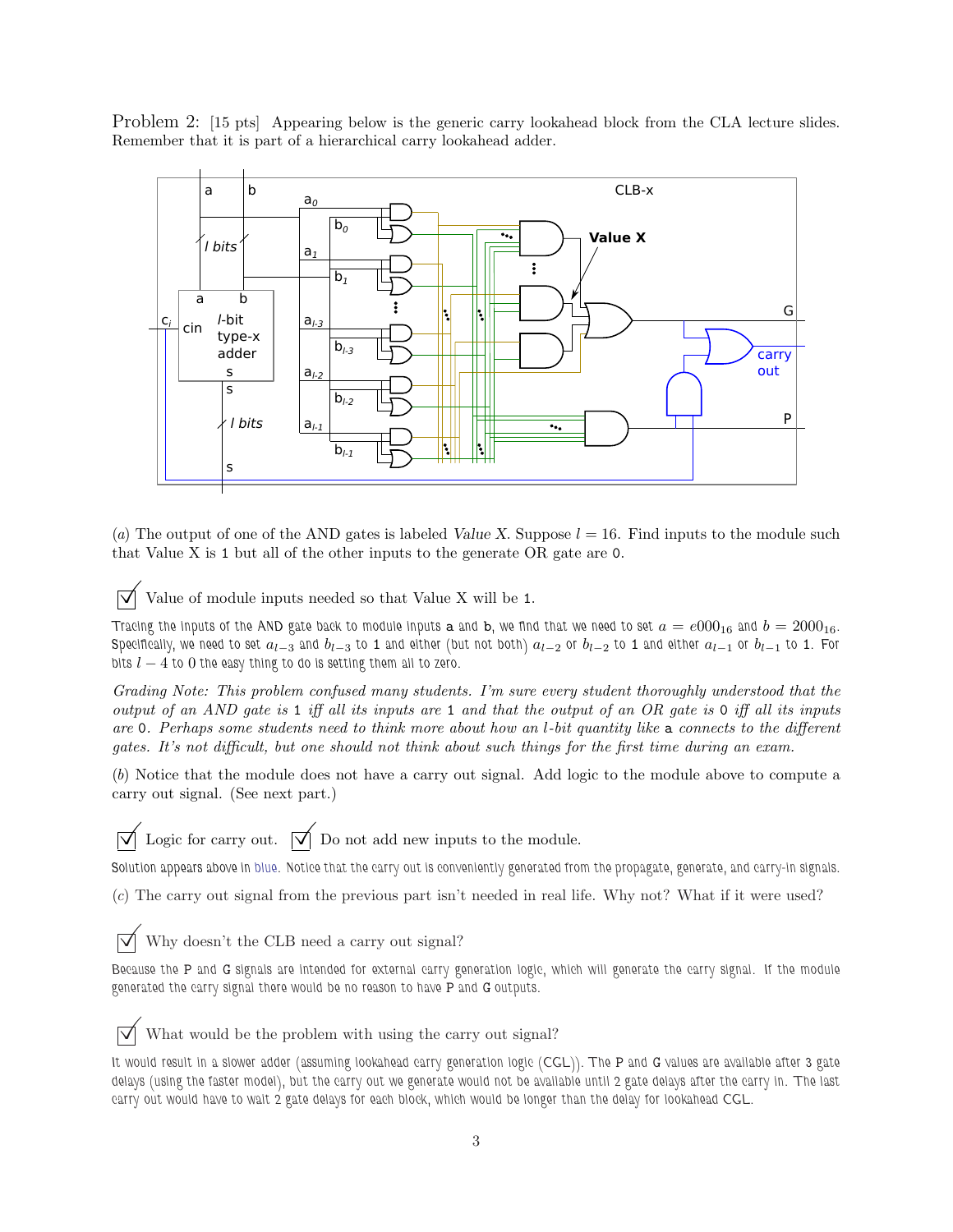Problem 2: [15 pts] Appearing below is the generic carry lookahead block from the CLA lecture slides. Remember that it is part of a hierarchical carry lookahead adder.

(*a*) The output of one of the AND gates is labeled *Value X*. Suppose $l = 16$. Find inputs to the module such that Value X is 1 but all of the other inputs to the generate OR gate are 0.

☑ Value of module inputs needed so that Value X will be 1.

Tracing the inputs of the AND gate back to module inputs a and b, we find that we need to set $a = e000_{16}$ and $b = 2000_{16}$. Specifically, we need to set $a_{l-3}$ and $b_{l-3}$ to 1 and either (but not both) $a_{l-2}$ or $b_{l-2}$ to 1 and either $a_{l-1}$ or $b_{l-1}$ to 1. For bits $l-4$ to 0 the easy thing to do is setting them all to zero.

*Grading Note: This problem confused many students. I'm sure every student thoroughly understood that the output of an AND gate is 1 iff all its inputs are 1 and that the output of an OR gate is 0 iff all its inputs are 0. Perhaps some students need to think more about how an l-bit quantity like a connects to the different gates. It's not difficult, but one should not think about such things for the first time during an exam.*

(*b*) Notice that the module does not have a carry out signal. Add logic to the module above to compute a carry out signal. (See next part.)

☑ Logic for carry out. ☑ Do not add new inputs to the module.

Solution appears above in blue. Notice that the carry out is conveniently generated from the propagate, generate, and carry-in signals.

(*c*) The carry out signal from the previous part isn't needed in real life. Why not? What if it were used?

☑ Why doesn't the CLB need a carry out signal?

Because the P and G signals are intended for external carry generation logic, which will generate the carry signal. If the module generated the carry signal there would be no reason to have P and G outputs.

☑ What would be the problem with using the carry out signal?

It would result in a slower adder (assuming lookahead carry generation logic (CGL)). The P and G values are available after 3 gate delays (using the faster model), but the carry out we generate would not be available until 2 gate delays after the carry in. The last carry out would have to wait 2 gate delays for each block, which would be longer than the delay for lookahead CGL.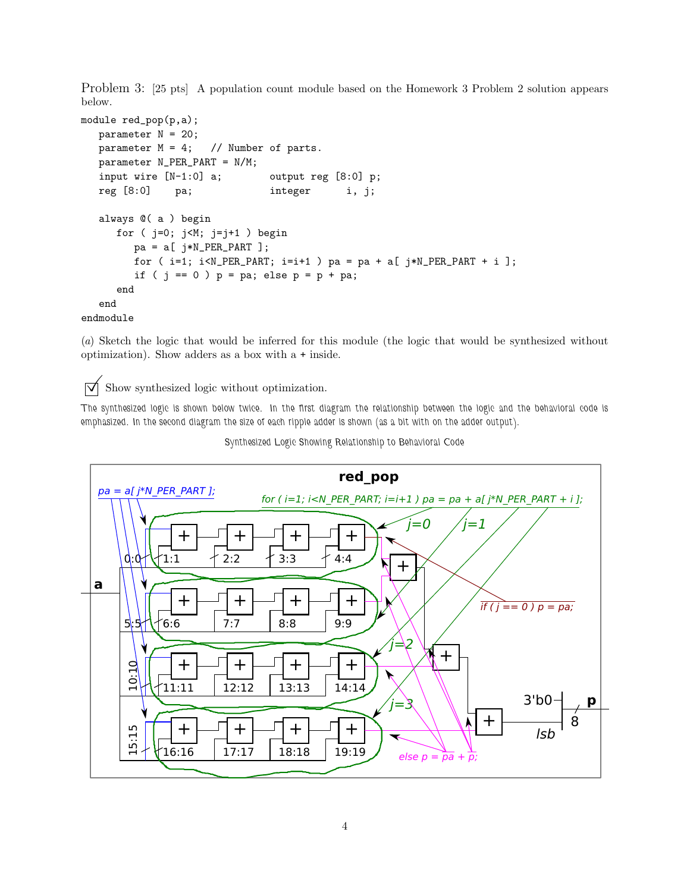Problem 3: [25 pts] A population count module based on the Homework 3 Problem 2 solution appears below.

```
module red_pop(p,a);
   parameter N = 20;
   parameter M = 4;    // Number of parts.
   parameter N_PER_PART = N/M;
   input wire [N-1:0] a;         output reg [8:0] p;
   reg [8:0]     pa;              integer      i, j;

   always @( a ) begin
      for ( j=0; j<M; j=j+1 ) begin
         pa = a[ j*N_PER_PART ];
         for ( i=1; i<N_PER_PART; i=i+1 ) pa = pa + a[ j*N_PER_PART + i ];
         if ( j == 0 ) p = pa; else p = p + pa;
      end
   end
endmodule
```

(*a*) Sketch the logic that would be inferred for this module (the logic that would be synthesized without optimization). Show adders as a box with a + inside.

☑ Show synthesized logic without optimization.

The synthesized logic is shown below twice. In the first diagram the relationship between the logic and the behavioral code is emphasized. In the second diagram the size of each ripple adder is shown (as a bit with on the adder output).

Synthesized Logic Showing Relationship to Behavioral Code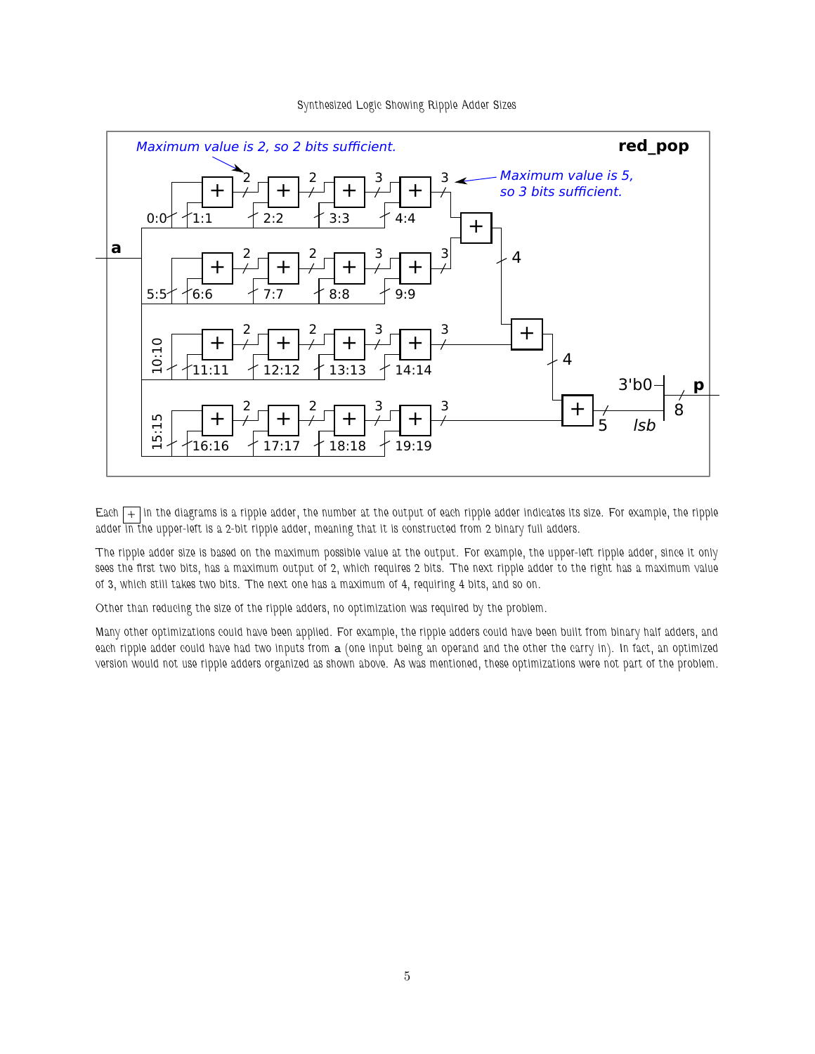Synthesized Logic Showing Ripple Adder Sizes

Each [+] in the diagrams is a ripple adder, the number at the output of each ripple adder indicates its size. For example, the ripple adder in the upper-left is a 2-bit ripple adder, meaning that it is constructed from 2 binary full adders.

The ripple adder size is based on the maximum possible value at the output. For example, the upper-left ripple adder, since it only sees the first two bits, has a maximum output of 2, which requires 2 bits. The next ripple adder to the right has a maximum value of 3, which still takes two bits. The next one has a maximum of 4, requiring 4 bits, and so on.

Other than reducing the size of the ripple adders, no optimization was required by the problem.

Many other optimizations could have been applied. For example, the ripple adders could have been built from binary half adders, and each ripple adder could have had two inputs from a (one input being an operand and the other the carry in). In fact, an optimized version would not use ripple adders organized as shown above. As was mentioned, these optimizations were not part of the problem.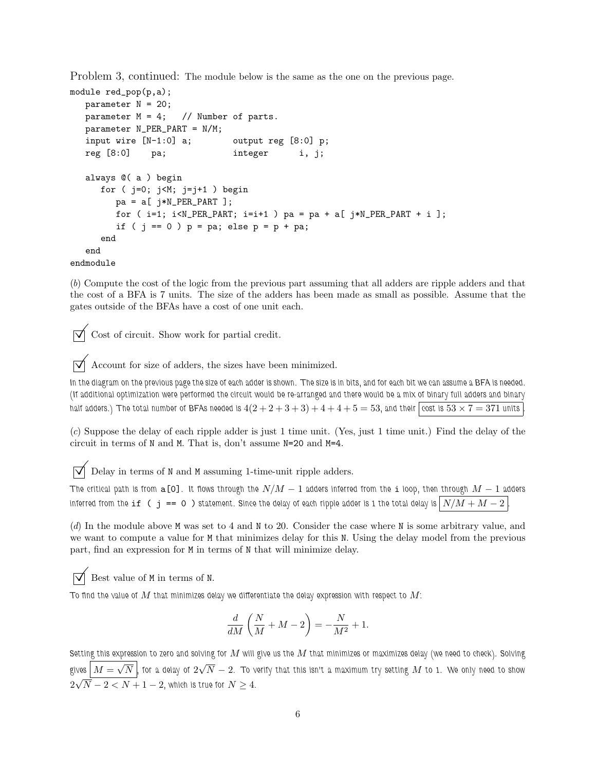Problem 3, continued: The module below is the same as the one on the previous page.

```
module red_pop(p,a);
   parameter N = 20;
   parameter M = 4;   // Number of parts.
   parameter N_PER_PART = N/M;
   input wire [N-1:0] a;        output reg [8:0] p;
   reg [8:0]    pa;             integer      i, j;

   always @( a ) begin
      for ( j=0; j<M; j=j+1 ) begin
         pa = a[ j*N_PER_PART ];
         for ( i=1; i<N_PER_PART; i=i+1 ) pa = pa + a[ j*N_PER_PART + i ];
         if ( j == 0 ) p = pa; else p = p + pa;
      end
   end
endmodule
```

(*b*) Compute the cost of the logic from the previous part assuming that all adders are ripple adders and that the cost of a BFA is 7 units. The size of the adders has been made as small as possible. Assume that the gates outside of the BFAs have a cost of one unit each.

☑ Cost of circuit. Show work for partial credit.

☑ Account for size of adders, the sizes have been minimized.

In the diagram on the previous page the size of each adder is shown. The size is in bits, and for each bit we can assume a BFA is needed. (If additional optimization were performed the circuit would be re-arranged and there would be a mix of binary full adders and binary half adders.) The total number of BFAs needed is $4(2+2+3+3)+4+4+5 = 53$, and their $\boxed{\text{cost is } 53 \times 7 = 371 \text{ units}}$.

(*c*) Suppose the delay of each ripple adder is just 1 time unit. (Yes, just 1 time unit.) Find the delay of the circuit in terms of `N` and `M`. That is, don't assume `N=20` and `M=4`.

☑ Delay in terms of `N` and `M` assuming 1-time-unit ripple adders.

The critical path is from `a[0]`. It flows through the $N/M - 1$ adders inferred from the `i` loop, then through $M - 1$ adders inferred from the `if ( j == 0 )` statement. Since the delay of each ripple adder is 1 the total delay is $\boxed{N/M + M - 2}$.

(*d*) In the module above `M` was set to 4 and `N` to 20. Consider the case where `N` is some arbitrary value, and we want to compute a value for `M` that minimizes delay for this `N`. Using the delay model from the previous part, find an expression for `M` in terms of `N` that will minimize delay.

☑ Best value of `M` in terms of `N`.

To find the value of $M$ that minimizes delay we differentiate the delay expression with respect to $M$:

$$\frac{d}{dM}\left(\frac{N}{M} + M - 2\right) = -\frac{N}{M^2} + 1.$$

Setting this expression to zero and solving for $M$ will give us the $M$ that minimizes or maximizes delay (we need to check). Solving gives $\boxed{M = \sqrt{N}}$, for a delay of $2\sqrt{N} - 2$. To verify that this isn't a maximum try setting $M$ to 1. We only need to show $2\sqrt{N} - 2 < N + 1 - 2$, which is true for $N \geq 4$.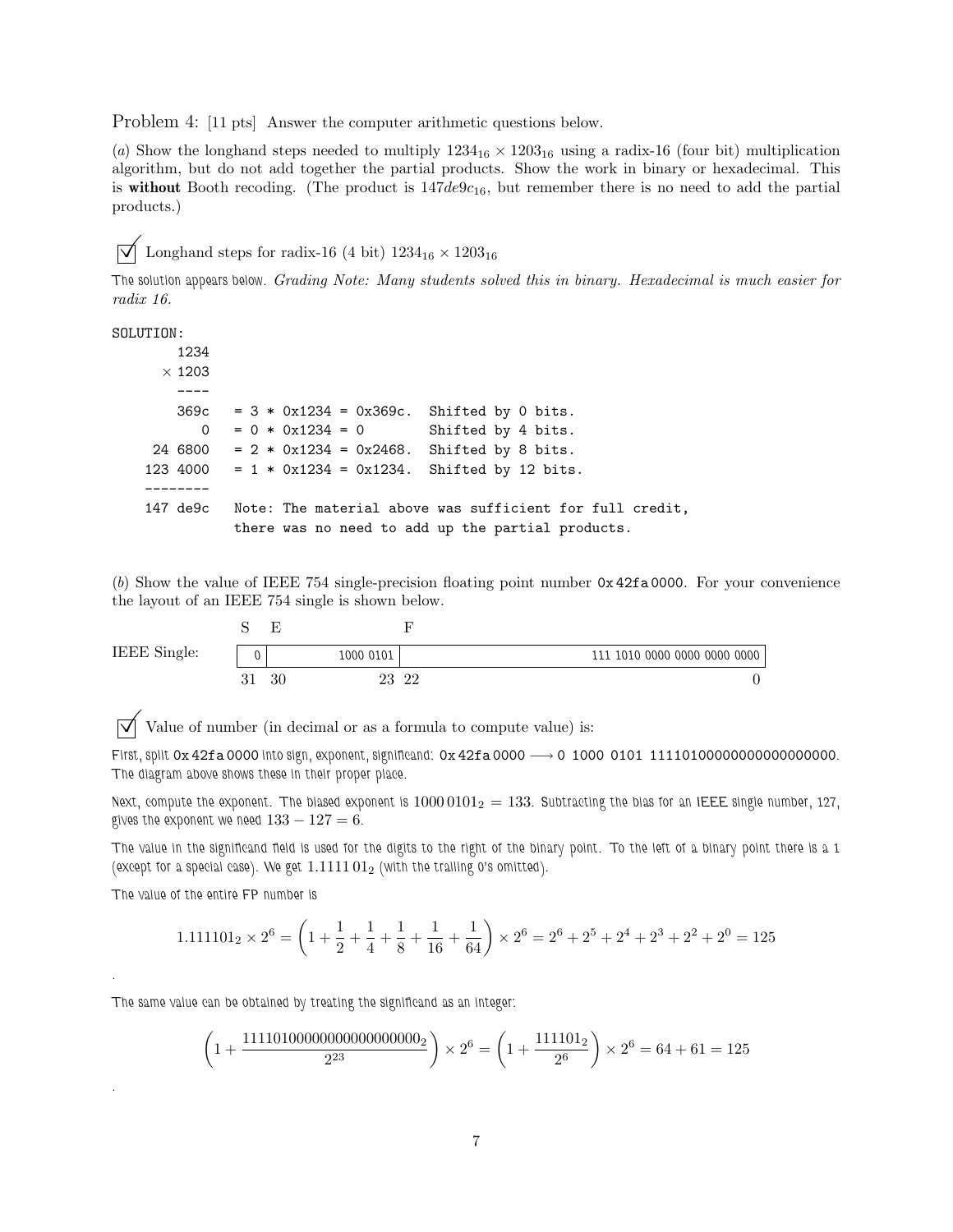Problem 4: [11 pts] Answer the computer arithmetic questions below.

(*a*) Show the longhand steps needed to multiply $1234_{16} \times 1203_{16}$ using a radix-16 (four bit) multiplication algorithm, but do not add together the partial products. Show the work in binary or hexadecimal. This is **without** Booth recoding. (The product is $147de9c_{16}$, but remember there is no need to add the partial products.)

☑ Longhand steps for radix-16 (4 bit) $1234_{16} \times 1203_{16}$

The solution appears below. *Grading Note: Many students solved this in binary. Hexadecimal is much easier for radix 16.*

```
SOLUTION:
      1234
    × 1203
      ----
      369c   = 3 * 0x1234 = 0x369c.  Shifted by 0 bits.
         0   = 0 * 0x1234 = 0        Shifted by 4 bits.
   24 6800   = 2 * 0x1234 = 0x2468.  Shifted by 8 bits.
  123 4000   = 1 * 0x1234 = 0x1234.  Shifted by 12 bits.
  --------
  147 de9c   Note: The material above was sufficient for full credit,
             there was no need to add up the partial products.
```

(*b*) Show the value of IEEE 754 single-precision floating point number `0x42fa0000`. For your convenience the layout of an IEEE 754 single is shown below.

| | S | E | F |
|---|---|---|---|
| IEEE Single: | 0 | 1000 0101 | 111 1010 0000 0000 0000 0000 |
| | 31 | 30 ... 23 | 22 ... 0 |

☑ Value of number (in decimal or as a formula to compute value) is:

First, split `0x42fa0000` into sign, exponent, significand: `0x42fa0000` $\longrightarrow$ `0 1000 0101 11110100000000000000000`. The diagram above shows these in their proper place.

Next, compute the exponent. The biased exponent is $1000\,0101_2 = 133$. Subtracting the bias for an IEEE single number, 127, gives the exponent we need $133 - 127 = 6$.

The value in the significand field is used for the digits to the right of the binary point. To the left of a binary point there is a 1 (except for a special case). We get $1.1111\,01_2$ (with the trailing 0's omitted).

The value of the entire FP number is

$$1.111101_2 \times 2^6 = \left(1 + \frac{1}{2} + \frac{1}{4} + \frac{1}{8} + \frac{1}{16} + \frac{1}{64}\right) \times 2^6 = 2^6 + 2^5 + 2^4 + 2^3 + 2^2 + 2^0 = 125$$

The same value can be obtained by treating the significand as an integer:

$$\left(1 + \frac{11110100000000000000000_2}{2^{23}}\right) \times 2^6 = \left(1 + \frac{111101_2}{2^6}\right) \times 2^6 = 64 + 61 = 125$$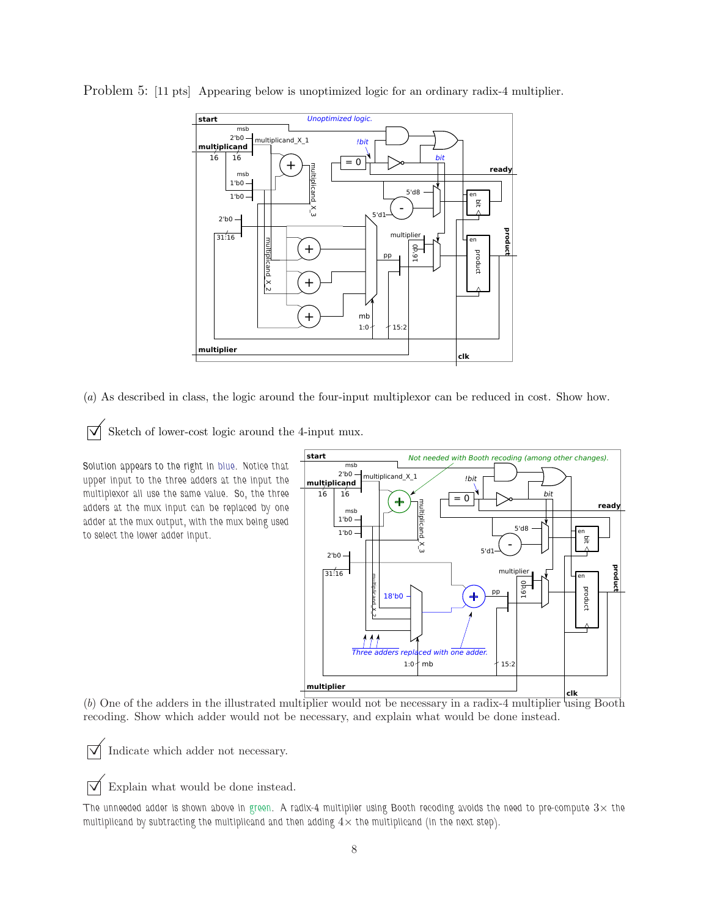Problem 5: [11 pts] Appearing below is unoptimized logic for an ordinary radix-4 multiplier.

(*a*) As described in class, the logic around the four-input multiplexor can be reduced in cost. Show how.

☑ Sketch of lower-cost logic around the 4-input mux.

Solution appears to the right in blue. Notice that upper input to the three adders at the input the multiplexor all use the same value. So, the three adders at the mux input can be replaced by one adder at the mux output, with the mux being used to select the lower adder input.

(*b*) One of the adders in the illustrated multiplier would not be necessary in a radix-4 multiplier using Booth recoding. Show which adder would not be necessary, and explain what would be done instead.

☑ Indicate which adder not necessary.

☑ Explain what would be done instead.

The unneeded adder is shown above in green. A radix-4 multiplier using Booth recoding avoids the need to pre-compute $3\times$ the multiplicand by subtracting the multiplicand and then adding $4\times$ the multiplicand (in the next step).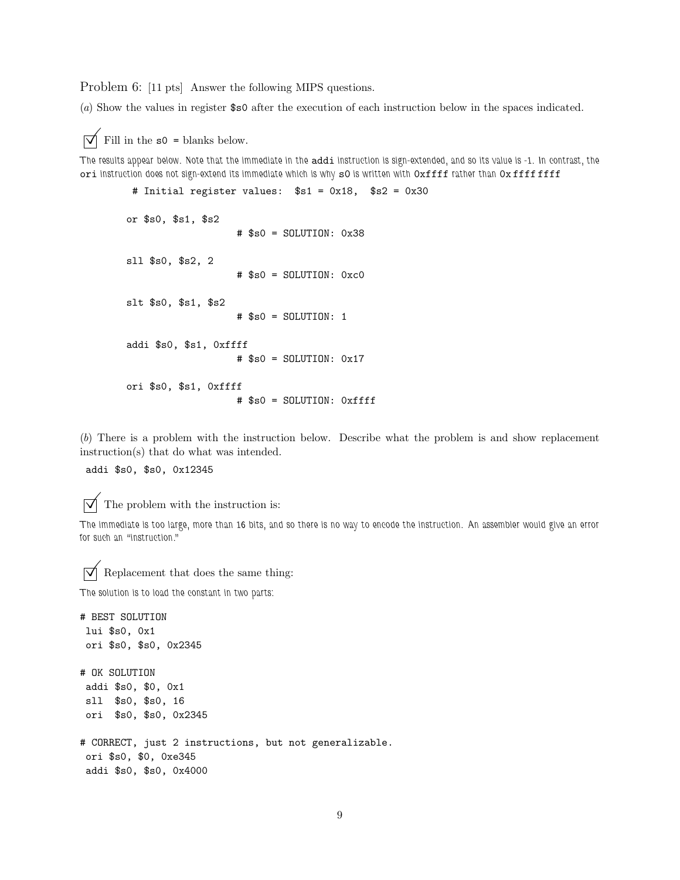Problem 6: [11 pts] Answer the following MIPS questions.

(*a*) Show the values in register `$s0` after the execution of each instruction below in the spaces indicated.

☑ Fill in the `s0 =` blanks below.

*The results appear below. Note that the immediate in the `addi` instruction is sign-extended, and so its value is -1. In contrast, the `ori` instruction does not sign-extend its immediate which is why `s0` is written with `0xffff` rather than `0xffffffff`*

```
 # Initial register values:  $s1 = 0x18,  $s2 = 0x30

or $s0, $s1, $s2
                    # $s0 = SOLUTION: 0x38

sll $s0, $s2, 2
                    # $s0 = SOLUTION: 0xc0

slt $s0, $s1, $s2
                    # $s0 = SOLUTION: 1

addi $s0, $s1, 0xffff
                    # $s0 = SOLUTION: 0x17

ori $s0, $s1, 0xffff
                    # $s0 = SOLUTION: 0xffff
```

(*b*) There is a problem with the instruction below. Describe what the problem is and show replacement instruction(s) that do what was intended.

```
addi $s0, $s0, 0x12345
```

☑ The problem with the instruction is:

*The immediate is too large, more than 16 bits, and so there is no way to encode the instruction. An assembler would give an error for such an "instruction."*

☑ Replacement that does the same thing:

*The solution is to load the constant in two parts:*

```
# BEST SOLUTION
 lui $s0, 0x1
 ori $s0, $s0, 0x2345

# OK SOLUTION
 addi $s0, $0, 0x1
 sll  $s0, $s0, 16
 ori  $s0, $s0, 0x2345

# CORRECT, just 2 instructions, but not generalizable.
 ori $s0, $0, 0xe345
 addi $s0, $s0, 0x4000
```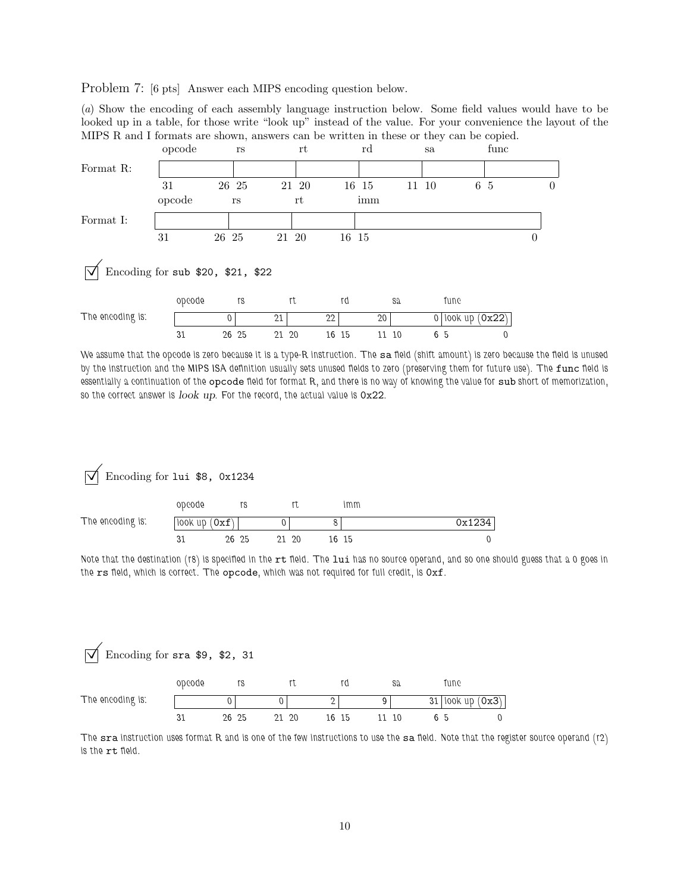Problem 7: [6 pts] Answer each MIPS encoding question below.

(*a*) Show the encoding of each assembly language instruction below. Some field values would have to be looked up in a table, for those write "look up" instead of the value. For your convenience the layout of the MIPS R and I formats are shown, answers can be written in these or they can be copied.

Format R:

| opcode | rs | rt | rd | sa | func |
|---|---|---|---|---|---|
| | | | | | |
| 31 26 | 25 21 | 20 16 | 15 11 | 10 6 | 5 0 |

Format I:

| opcode | rs | rt | imm |
|---|---|---|---|
| | | | |
| 31 26 | 25 21 | 20 16 | 15 0 |

☑ Encoding for `sub $20, $21, $22`

The encoding is:

| opcode | rs | rt | rd | sa | func |
|---|---|---|---|---|---|
| 0 | 21 | 22 | 20 | 0 | look up (0x22) |
| 31 26 | 25 21 | 20 16 | 15 11 | 10 6 | 5 0 |

We assume that the opcode is zero because it is a type-R instruction. The `sa` field (shift amount) is zero because the field is unused by the instruction and the MIPS ISA definition usually sets unused fields to zero (preserving them for future use). The `func` field is essentially a continuation of the `opcode` field for format R, and there is no way of knowing the value for `sub` short of memorization, so the correct answer is *look up*. For the record, the actual value is `0x22`.

☑ Encoding for `lui $8, 0x1234`

The encoding is:

| opcode | rs | rt | imm |
|---|---|---|---|
| look up (0xf) | 0 | 8 | 0x1234 |
| 31 26 | 25 21 | 20 16 | 15 0 |

Note that the destination (r8) is specified in the `rt` field. The `lui` has no source operand, and so one should guess that a 0 goes in the `rs` field, which is correct. The `opcode`, which was not required for full credit, is `0xf`.

☑ Encoding for `sra $9, $2, 31`

The encoding is:

| opcode | rs | rt | rd | sa | func |
|---|---|---|---|---|---|
| 0 | 0 | 2 | 9 | 31 | look up (0x3) |
| 31 26 | 25 21 | 20 16 | 15 11 | 10 6 | 5 0 |

The `sra` instruction uses format R and is one of the few instructions to use the `sa` field. Note that the register source operand (r2) is the `rt` field.